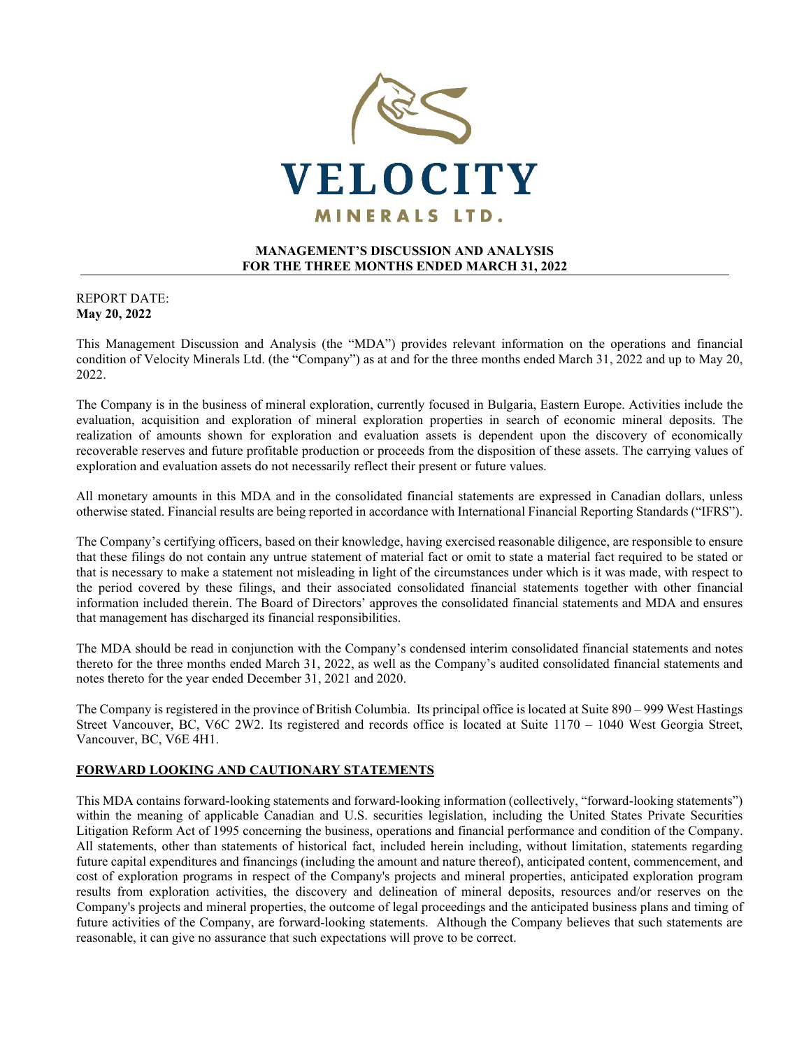# VELOCITY

MINERALS LTD.

## MANAGEMENT'S DISCUSSION AND ANALYSIS FOR THE THREE MONTHS ENDED MARCH 31, 2022

REPORT DATE:
**May 20, 2022**

This Management Discussion and Analysis (the "MDA") provides relevant information on the operations and financial condition of Velocity Minerals Ltd. (the "Company") as at and for the three months ended March 31, 2022 and up to May 20, 2022.

The Company is in the business of mineral exploration, currently focused in Bulgaria, Eastern Europe. Activities include the evaluation, acquisition and exploration of mineral exploration properties in search of economic mineral deposits. The realization of amounts shown for exploration and evaluation assets is dependent upon the discovery of economically recoverable reserves and future profitable production or proceeds from the disposition of these assets. The carrying values of exploration and evaluation assets do not necessarily reflect their present or future values.

All monetary amounts in this MDA and in the consolidated financial statements are expressed in Canadian dollars, unless otherwise stated. Financial results are being reported in accordance with International Financial Reporting Standards ("IFRS").

The Company's certifying officers, based on their knowledge, having exercised reasonable diligence, are responsible to ensure that these filings do not contain any untrue statement of material fact or omit to state a material fact required to be stated or that is necessary to make a statement not misleading in light of the circumstances under which is it was made, with respect to the period covered by these filings, and their associated consolidated financial statements together with other financial information included therein. The Board of Directors' approves the consolidated financial statements and MDA and ensures that management has discharged its financial responsibilities.

The MDA should be read in conjunction with the Company's condensed interim consolidated financial statements and notes thereto for the three months ended March 31, 2022, as well as the Company's audited consolidated financial statements and notes thereto for the year ended December 31, 2021 and 2020.

The Company is registered in the province of British Columbia. Its principal office is located at Suite 890 – 999 West Hastings Street Vancouver, BC, V6C 2W2. Its registered and records office is located at Suite 1170 – 1040 West Georgia Street, Vancouver, BC, V6E 4H1.

## FORWARD LOOKING AND CAUTIONARY STATEMENTS

This MDA contains forward-looking statements and forward-looking information (collectively, "forward-looking statements") within the meaning of applicable Canadian and U.S. securities legislation, including the United States Private Securities Litigation Reform Act of 1995 concerning the business, operations and financial performance and condition of the Company. All statements, other than statements of historical fact, included herein including, without limitation, statements regarding future capital expenditures and financings (including the amount and nature thereof), anticipated content, commencement, and cost of exploration programs in respect of the Company's projects and mineral properties, anticipated exploration program results from exploration activities, the discovery and delineation of mineral deposits, resources and/or reserves on the Company's projects and mineral properties, the outcome of legal proceedings and the anticipated business plans and timing of future activities of the Company, are forward-looking statements. Although the Company believes that such statements are reasonable, it can give no assurance that such expectations will prove to be correct.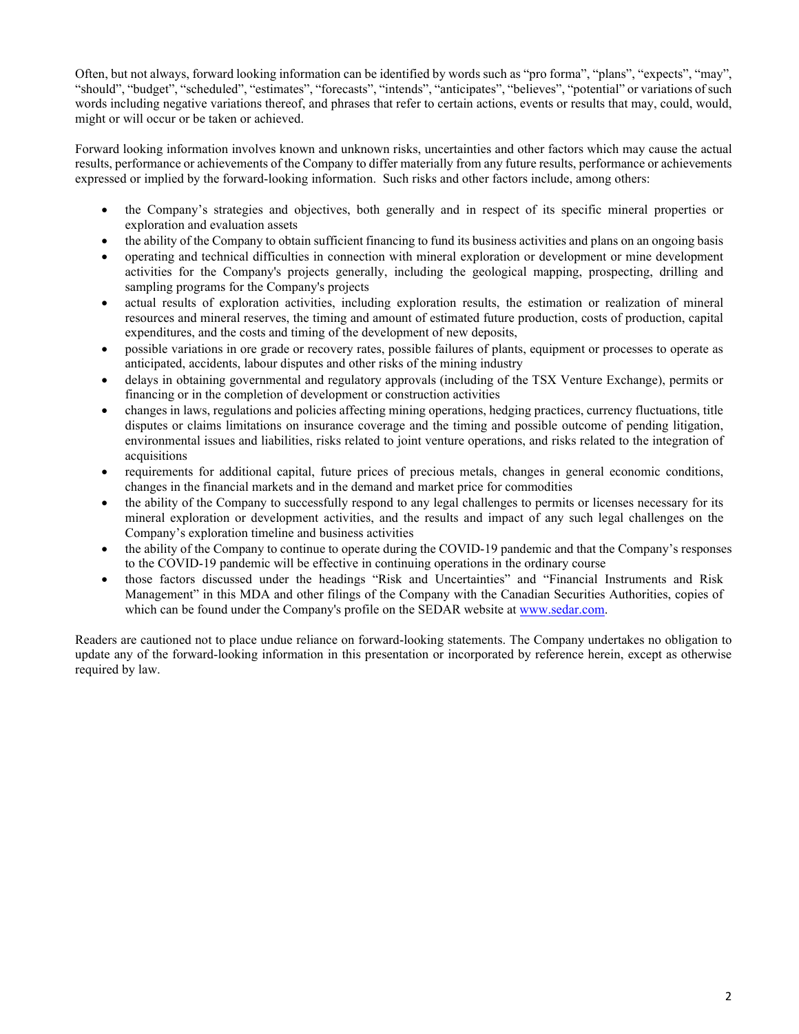Often, but not always, forward looking information can be identified by words such as "pro forma", "plans", "expects", "may", "should", "budget", "scheduled", "estimates", "forecasts", "intends", "anticipates", "believes", "potential" or variations of such words including negative variations thereof, and phrases that refer to certain actions, events or results that may, could, would, might or will occur or be taken or achieved.

Forward looking information involves known and unknown risks, uncertainties and other factors which may cause the actual results, performance or achievements of the Company to differ materially from any future results, performance or achievements expressed or implied by the forward-looking information. Such risks and other factors include, among others:

- the Company's strategies and objectives, both generally and in respect of its specific mineral properties or exploration and evaluation assets
- the ability of the Company to obtain sufficient financing to fund its business activities and plans on an ongoing basis
- operating and technical difficulties in connection with mineral exploration or development or mine development activities for the Company's projects generally, including the geological mapping, prospecting, drilling and sampling programs for the Company's projects
- actual results of exploration activities, including exploration results, the estimation or realization of mineral resources and mineral reserves, the timing and amount of estimated future production, costs of production, capital expenditures, and the costs and timing of the development of new deposits,
- possible variations in ore grade or recovery rates, possible failures of plants, equipment or processes to operate as anticipated, accidents, labour disputes and other risks of the mining industry
- delays in obtaining governmental and regulatory approvals (including of the TSX Venture Exchange), permits or financing or in the completion of development or construction activities
- changes in laws, regulations and policies affecting mining operations, hedging practices, currency fluctuations, title disputes or claims limitations on insurance coverage and the timing and possible outcome of pending litigation, environmental issues and liabilities, risks related to joint venture operations, and risks related to the integration of acquisitions
- requirements for additional capital, future prices of precious metals, changes in general economic conditions, changes in the financial markets and in the demand and market price for commodities
- the ability of the Company to successfully respond to any legal challenges to permits or licenses necessary for its mineral exploration or development activities, and the results and impact of any such legal challenges on the Company's exploration timeline and business activities
- the ability of the Company to continue to operate during the COVID-19 pandemic and that the Company's responses to the COVID-19 pandemic will be effective in continuing operations in the ordinary course
- those factors discussed under the headings "Risk and Uncertainties" and "Financial Instruments and Risk Management" in this MDA and other filings of the Company with the Canadian Securities Authorities, copies of which can be found under the Company's profile on the SEDAR website at www.sedar.com.

Readers are cautioned not to place undue reliance on forward-looking statements. The Company undertakes no obligation to update any of the forward-looking information in this presentation or incorporated by reference herein, except as otherwise required by law.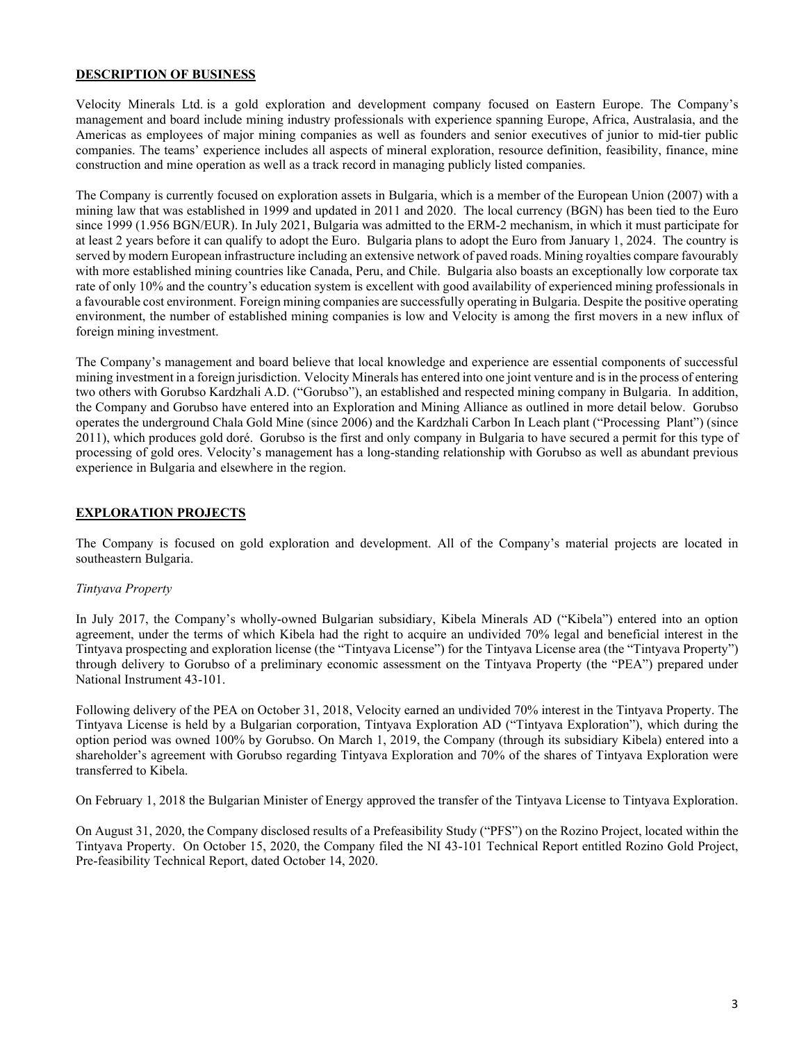## DESCRIPTION OF BUSINESS

Velocity Minerals Ltd. is a gold exploration and development company focused on Eastern Europe. The Company's management and board include mining industry professionals with experience spanning Europe, Africa, Australasia, and the Americas as employees of major mining companies as well as founders and senior executives of junior to mid-tier public companies. The teams' experience includes all aspects of mineral exploration, resource definition, feasibility, finance, mine construction and mine operation as well as a track record in managing publicly listed companies.

The Company is currently focused on exploration assets in Bulgaria, which is a member of the European Union (2007) with a mining law that was established in 1999 and updated in 2011 and 2020. The local currency (BGN) has been tied to the Euro since 1999 (1.956 BGN/EUR). In July 2021, Bulgaria was admitted to the ERM-2 mechanism, in which it must participate for at least 2 years before it can qualify to adopt the Euro. Bulgaria plans to adopt the Euro from January 1, 2024. The country is served by modern European infrastructure including an extensive network of paved roads. Mining royalties compare favourably with more established mining countries like Canada, Peru, and Chile. Bulgaria also boasts an exceptionally low corporate tax rate of only 10% and the country's education system is excellent with good availability of experienced mining professionals in a favourable cost environment. Foreign mining companies are successfully operating in Bulgaria. Despite the positive operating environment, the number of established mining companies is low and Velocity is among the first movers in a new influx of foreign mining investment.

The Company's management and board believe that local knowledge and experience are essential components of successful mining investment in a foreign jurisdiction. Velocity Minerals has entered into one joint venture and is in the process of entering two others with Gorubso Kardzhali A.D. ("Gorubso"), an established and respected mining company in Bulgaria. In addition, the Company and Gorubso have entered into an Exploration and Mining Alliance as outlined in more detail below. Gorubso operates the underground Chala Gold Mine (since 2006) and the Kardzhali Carbon In Leach plant ("Processing Plant") (since 2011), which produces gold doré. Gorubso is the first and only company in Bulgaria to have secured a permit for this type of processing of gold ores. Velocity's management has a long-standing relationship with Gorubso as well as abundant previous experience in Bulgaria and elsewhere in the region.

## EXPLORATION PROJECTS

The Company is focused on gold exploration and development. All of the Company's material projects are located in southeastern Bulgaria.

*Tintyava Property*

In July 2017, the Company's wholly-owned Bulgarian subsidiary, Kibela Minerals AD ("Kibela") entered into an option agreement, under the terms of which Kibela had the right to acquire an undivided 70% legal and beneficial interest in the Tintyava prospecting and exploration license (the "Tintyava License") for the Tintyava License area (the "Tintyava Property") through delivery to Gorubso of a preliminary economic assessment on the Tintyava Property (the "PEA") prepared under National Instrument 43-101.

Following delivery of the PEA on October 31, 2018, Velocity earned an undivided 70% interest in the Tintyava Property. The Tintyava License is held by a Bulgarian corporation, Tintyava Exploration AD ("Tintyava Exploration"), which during the option period was owned 100% by Gorubso. On March 1, 2019, the Company (through its subsidiary Kibela) entered into a shareholder's agreement with Gorubso regarding Tintyava Exploration and 70% of the shares of Tintyava Exploration were transferred to Kibela.

On February 1, 2018 the Bulgarian Minister of Energy approved the transfer of the Tintyava License to Tintyava Exploration.

On August 31, 2020, the Company disclosed results of a Prefeasibility Study ("PFS") on the Rozino Project, located within the Tintyava Property. On October 15, 2020, the Company filed the NI 43-101 Technical Report entitled Rozino Gold Project, Pre-feasibility Technical Report, dated October 14, 2020.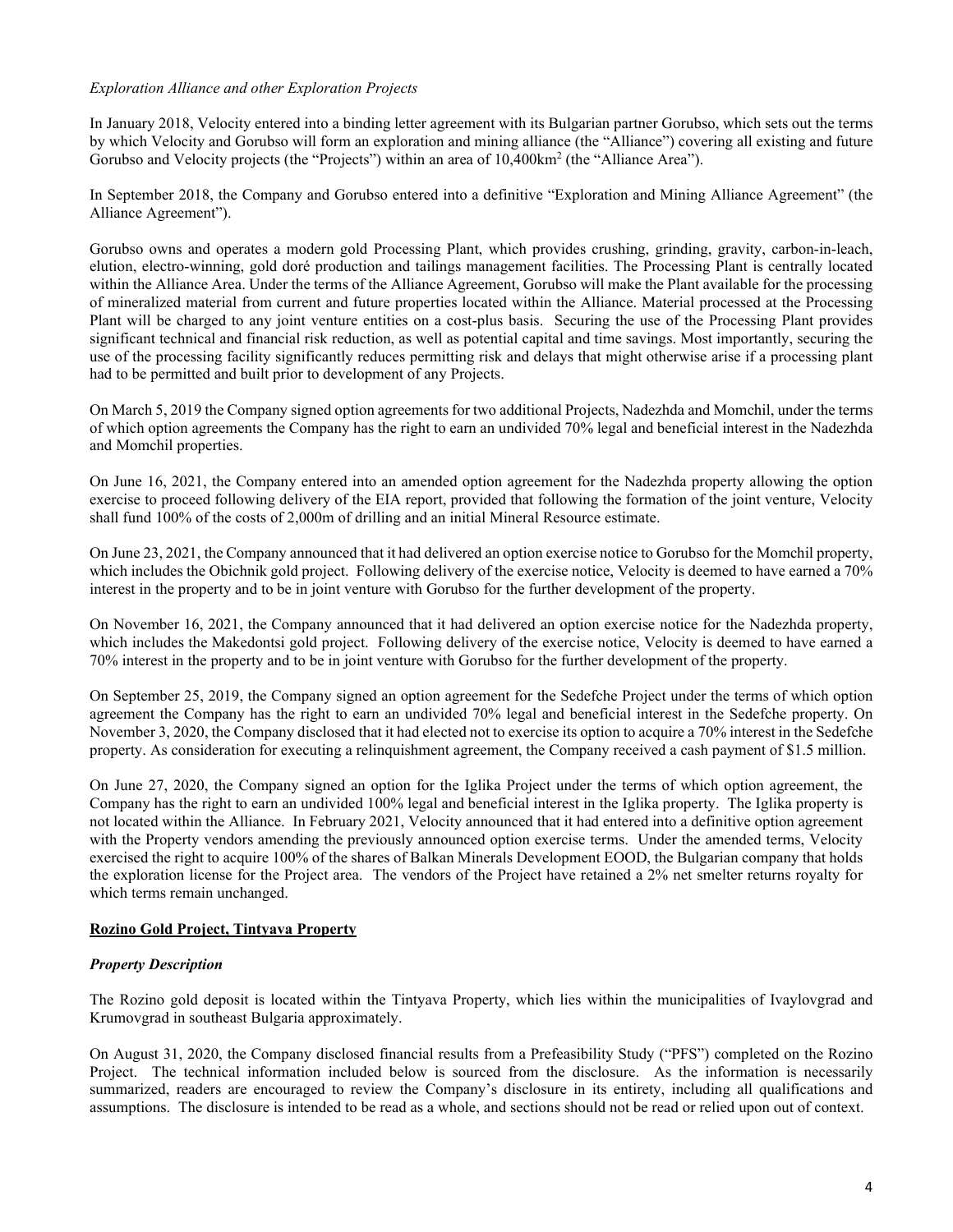*Exploration Alliance and other Exploration Projects*

In January 2018, Velocity entered into a binding letter agreement with its Bulgarian partner Gorubso, which sets out the terms by which Velocity and Gorubso will form an exploration and mining alliance (the "Alliance") covering all existing and future Gorubso and Velocity projects (the "Projects") within an area of 10,400km$^2$ (the "Alliance Area").

In September 2018, the Company and Gorubso entered into a definitive "Exploration and Mining Alliance Agreement" (the Alliance Agreement").

Gorubso owns and operates a modern gold Processing Plant, which provides crushing, grinding, gravity, carbon-in-leach, elution, electro-winning, gold doré production and tailings management facilities. The Processing Plant is centrally located within the Alliance Area. Under the terms of the Alliance Agreement, Gorubso will make the Plant available for the processing of mineralized material from current and future properties located within the Alliance. Material processed at the Processing Plant will be charged to any joint venture entities on a cost-plus basis. Securing the use of the Processing Plant provides significant technical and financial risk reduction, as well as potential capital and time savings. Most importantly, securing the use of the processing facility significantly reduces permitting risk and delays that might otherwise arise if a processing plant had to be permitted and built prior to development of any Projects.

On March 5, 2019 the Company signed option agreements for two additional Projects, Nadezhda and Momchil, under the terms of which option agreements the Company has the right to earn an undivided 70% legal and beneficial interest in the Nadezhda and Momchil properties.

On June 16, 2021, the Company entered into an amended option agreement for the Nadezhda property allowing the option exercise to proceed following delivery of the EIA report, provided that following the formation of the joint venture, Velocity shall fund 100% of the costs of 2,000m of drilling and an initial Mineral Resource estimate.

On June 23, 2021, the Company announced that it had delivered an option exercise notice to Gorubso for the Momchil property, which includes the Obichnik gold project. Following delivery of the exercise notice, Velocity is deemed to have earned a 70% interest in the property and to be in joint venture with Gorubso for the further development of the property.

On November 16, 2021, the Company announced that it had delivered an option exercise notice for the Nadezhda property, which includes the Makedontsi gold project. Following delivery of the exercise notice, Velocity is deemed to have earned a 70% interest in the property and to be in joint venture with Gorubso for the further development of the property.

On September 25, 2019, the Company signed an option agreement for the Sedefche Project under the terms of which option agreement the Company has the right to earn an undivided 70% legal and beneficial interest in the Sedefche property. On November 3, 2020, the Company disclosed that it had elected not to exercise its option to acquire a 70% interest in the Sedefche property. As consideration for executing a relinquishment agreement, the Company received a cash payment of $1.5 million.

On June 27, 2020, the Company signed an option for the Iglika Project under the terms of which option agreement, the Company has the right to earn an undivided 100% legal and beneficial interest in the Iglika property. The Iglika property is not located within the Alliance. In February 2021, Velocity announced that it had entered into a definitive option agreement with the Property vendors amending the previously announced option exercise terms. Under the amended terms, Velocity exercised the right to acquire 100% of the shares of Balkan Minerals Development EOOD, the Bulgarian company that holds the exploration license for the Project area. The vendors of the Project have retained a 2% net smelter returns royalty for which terms remain unchanged.

## **Rozino Gold Project, Tintyava Property**

### ***Property Description***

The Rozino gold deposit is located within the Tintyava Property, which lies within the municipalities of Ivaylovgrad and Krumovgrad in southeast Bulgaria approximately.

On August 31, 2020, the Company disclosed financial results from a Prefeasibility Study ("PFS") completed on the Rozino Project. The technical information included below is sourced from the disclosure. As the information is necessarily summarized, readers are encouraged to review the Company's disclosure in its entirety, including all qualifications and assumptions. The disclosure is intended to be read as a whole, and sections should not be read or relied upon out of context.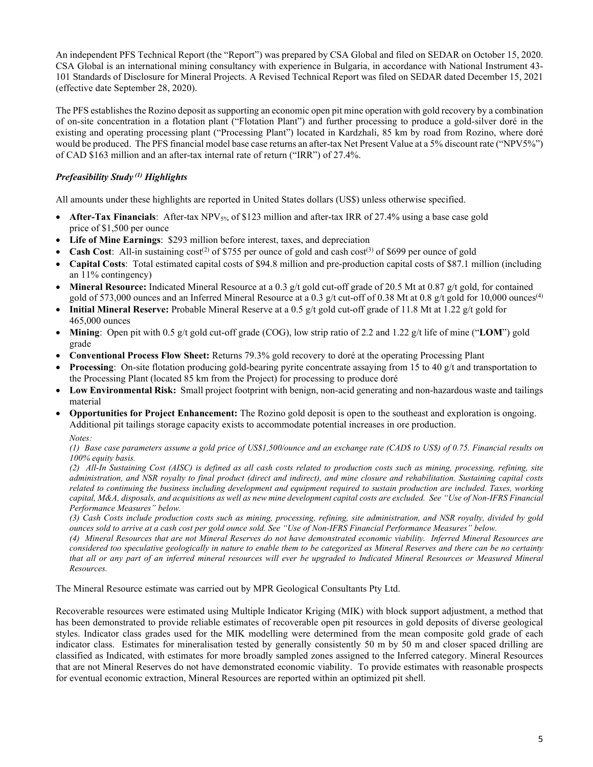An independent PFS Technical Report (the "Report") was prepared by CSA Global and filed on SEDAR on October 15, 2020. CSA Global is an international mining consultancy with experience in Bulgaria, in accordance with National Instrument 43-101 Standards of Disclosure for Mineral Projects. A Revised Technical Report was filed on SEDAR dated December 15, 2021 (effective date September 28, 2020).

The PFS establishes the Rozino deposit as supporting an economic open pit mine operation with gold recovery by a combination of on-site concentration in a flotation plant ("Flotation Plant") and further processing to produce a gold-silver doré in the existing and operating processing plant ("Processing Plant") located in Kardzhali, 85 km by road from Rozino, where doré would be produced. The PFS financial model base case returns an after-tax Net Present Value at a 5% discount rate ("NPV5%") of CAD $163 million and an after-tax internal rate of return ("IRR") of 27.4%.

### *Prefeasibility Study [1] Highlights*

All amounts under these highlights are reported in United States dollars (US$) unless otherwise specified.

- **After-Tax Financials**: After-tax $NPV_{5\%}$ of $123 million and after-tax IRR of 27.4% using a base case gold price of $1,500 per ounce
- **Life of Mine Earnings**: $293 million before interest, taxes, and depreciation
- **Cash Cost**: All-in sustaining cost[2] of $755 per ounce of gold and cash cost[3] of $699 per ounce of gold
- **Capital Costs**: Total estimated capital costs of $94.8 million and pre-production capital costs of $87.1 million (including an 11% contingency)
- **Mineral Resource:** Indicated Mineral Resource at a 0.3 g/t gold cut-off grade of 20.5 Mt at 0.87 g/t gold, for contained gold of 573,000 ounces and an Inferred Mineral Resource at a 0.3 g/t cut-off of 0.38 Mt at 0.8 g/t gold for 10,000 ounces[4]
- **Initial Mineral Reserve:** Probable Mineral Reserve at a 0.5 g/t gold cut-off grade of 11.8 Mt at 1.22 g/t gold for 465,000 ounces
- **Mining**: Open pit with 0.5 g/t gold cut-off grade (COG), low strip ratio of 2.2 and 1.22 g/t life of mine ("**LOM**") gold grade
- **Conventional Process Flow Sheet:** Returns 79.3% gold recovery to doré at the operating Processing Plant
- **Processing**: On-site flotation producing gold-bearing pyrite concentrate assaying from 15 to 40 g/t and transportation to the Processing Plant (located 85 km from the Project) for processing to produce doré
- **Low Environmental Risk:** Small project footprint with benign, non-acid generating and non-hazardous waste and tailings material
- **Opportunities for Project Enhancement:** The Rozino gold deposit is open to the southeast and exploration is ongoing. Additional pit tailings storage capacity exists to accommodate potential increases in ore production.

*Notes:*

*(1) Base case parameters assume a gold price of US$1,500/ounce and an exchange rate (CAD$ to US$) of 0.75. Financial results on 100% equity basis.*

*(2) All-In Sustaining Cost (AISC) is defined as all cash costs related to production costs such as mining, processing, refining, site administration, and NSR royalty to final product (direct and indirect), and mine closure and rehabilitation. Sustaining capital costs related to continuing the business including development and equipment required to sustain production are included. Taxes, working capital, M&A, disposals, and acquisitions as well as new mine development capital costs are excluded. See "Use of Non-IFRS Financial Performance Measures" below.*

*(3) Cash Costs include production costs such as mining, processing, refining, site administration, and NSR royalty, divided by gold ounces sold to arrive at a cash cost per gold ounce sold. See "Use of Non-IFRS Financial Performance Measures" below.*

*(4) Mineral Resources that are not Mineral Reserves do not have demonstrated economic viability. Inferred Mineral Resources are considered too speculative geologically in nature to enable them to be categorized as Mineral Reserves and there can be no certainty that all or any part of an inferred mineral resources will ever be upgraded to Indicated Mineral Resources or Measured Mineral Resources.*

The Mineral Resource estimate was carried out by MPR Geological Consultants Pty Ltd.

Recoverable resources were estimated using Multiple Indicator Kriging (MIK) with block support adjustment, a method that has been demonstrated to provide reliable estimates of recoverable open pit resources in gold deposits of diverse geological styles. Indicator class grades used for the MIK modelling were determined from the mean composite gold grade of each indicator class. Estimates for mineralisation tested by generally consistently 50 m by 50 m and closer spaced drilling are classified as Indicated, with estimates for more broadly sampled zones assigned to the Inferred category. Mineral Resources that are not Mineral Reserves do not have demonstrated economic viability. To provide estimates with reasonable prospects for eventual economic extraction, Mineral Resources are reported within an optimized pit shell.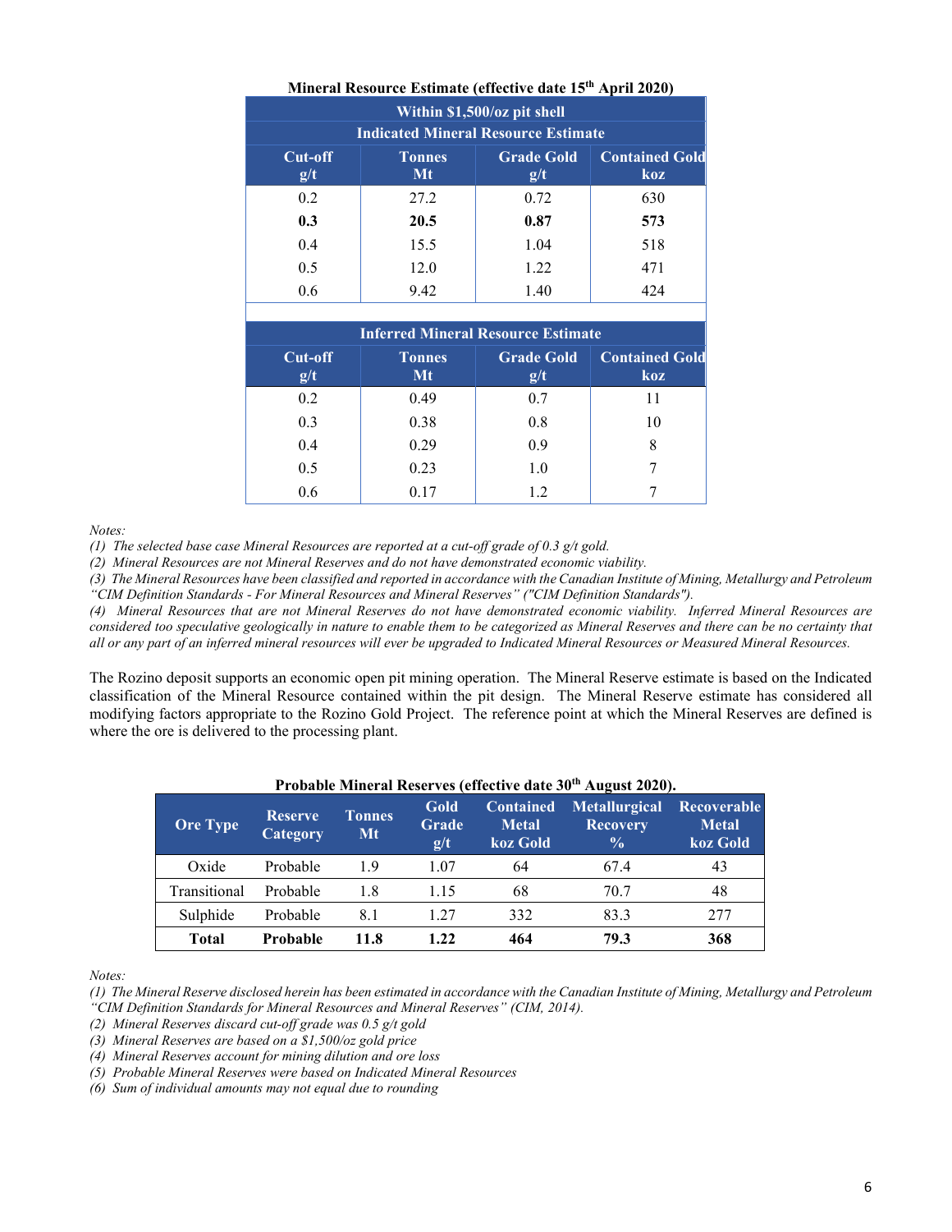**Mineral Resource Estimate (effective date 15th April 2020)**

| Within $1,500/oz pit shell | | | |
|---|---|---|---|
| **Indicated Mineral Resource Estimate** | | | |
| **Cut-off g/t** | **Tonnes Mt** | **Grade Gold g/t** | **Contained Gold koz** |
| 0.2 | 27.2 | 0.72 | 630 |
| **0.3** | **20.5** | **0.87** | **573** |
| 0.4 | 15.5 | 1.04 | 518 |
| 0.5 | 12.0 | 1.22 | 471 |
| 0.6 | 9.42 | 1.40 | 424 |
| | | | |
| **Inferred Mineral Resource Estimate** | | | |
| **Cut-off g/t** | **Tonnes Mt** | **Grade Gold g/t** | **Contained Gold koz** |
| 0.2 | 0.49 | 0.7 | 11 |
| 0.3 | 0.38 | 0.8 | 10 |
| 0.4 | 0.29 | 0.9 | 8 |
| 0.5 | 0.23 | 1.0 | 7 |
| 0.6 | 0.17 | 1.2 | 7 |

*Notes:*
*(1) The selected base case Mineral Resources are reported at a cut-off grade of 0.3 g/t gold.*
*(2) Mineral Resources are not Mineral Reserves and do not have demonstrated economic viability.*
*(3) The Mineral Resources have been classified and reported in accordance with the Canadian Institute of Mining, Metallurgy and Petroleum "CIM Definition Standards - For Mineral Resources and Mineral Reserves" ("CIM Definition Standards").*
*(4) Mineral Resources that are not Mineral Reserves do not have demonstrated economic viability. Inferred Mineral Resources are considered too speculative geologically in nature to enable them to be categorized as Mineral Reserves and there can be no certainty that all or any part of an inferred mineral resources will ever be upgraded to Indicated Mineral Resources or Measured Mineral Resources.*

The Rozino deposit supports an economic open pit mining operation. The Mineral Reserve estimate is based on the Indicated classification of the Mineral Resource contained within the pit design. The Mineral Reserve estimate has considered all modifying factors appropriate to the Rozino Gold Project. The reference point at which the Mineral Reserves are defined is where the ore is delivered to the processing plant.

**Probable Mineral Reserves (effective date 30th August 2020).**

| Ore Type | Reserve Category | Tonnes Mt | Gold Grade g/t | Contained Metal koz Gold | Metallurgical Recovery % | Recoverable Metal koz Gold |
|---|---|---|---|---|---|---|
| Oxide | Probable | 1.9 | 1.07 | 64 | 67.4 | 43 |
| Transitional | Probable | 1.8 | 1.15 | 68 | 70.7 | 48 |
| Sulphide | Probable | 8.1 | 1.27 | 332 | 83.3 | 277 |
| **Total** | **Probable** | **11.8** | **1.22** | **464** | **79.3** | **368** |

*Notes:*
*(1) The Mineral Reserve disclosed herein has been estimated in accordance with the Canadian Institute of Mining, Metallurgy and Petroleum "CIM Definition Standards for Mineral Resources and Mineral Reserves" (CIM, 2014).*
*(2) Mineral Reserves discard cut-off grade was 0.5 g/t gold*
*(3) Mineral Reserves are based on a $1,500/oz gold price*
*(4) Mineral Reserves account for mining dilution and ore loss*
*(5) Probable Mineral Reserves were based on Indicated Mineral Resources*
*(6) Sum of individual amounts may not equal due to rounding*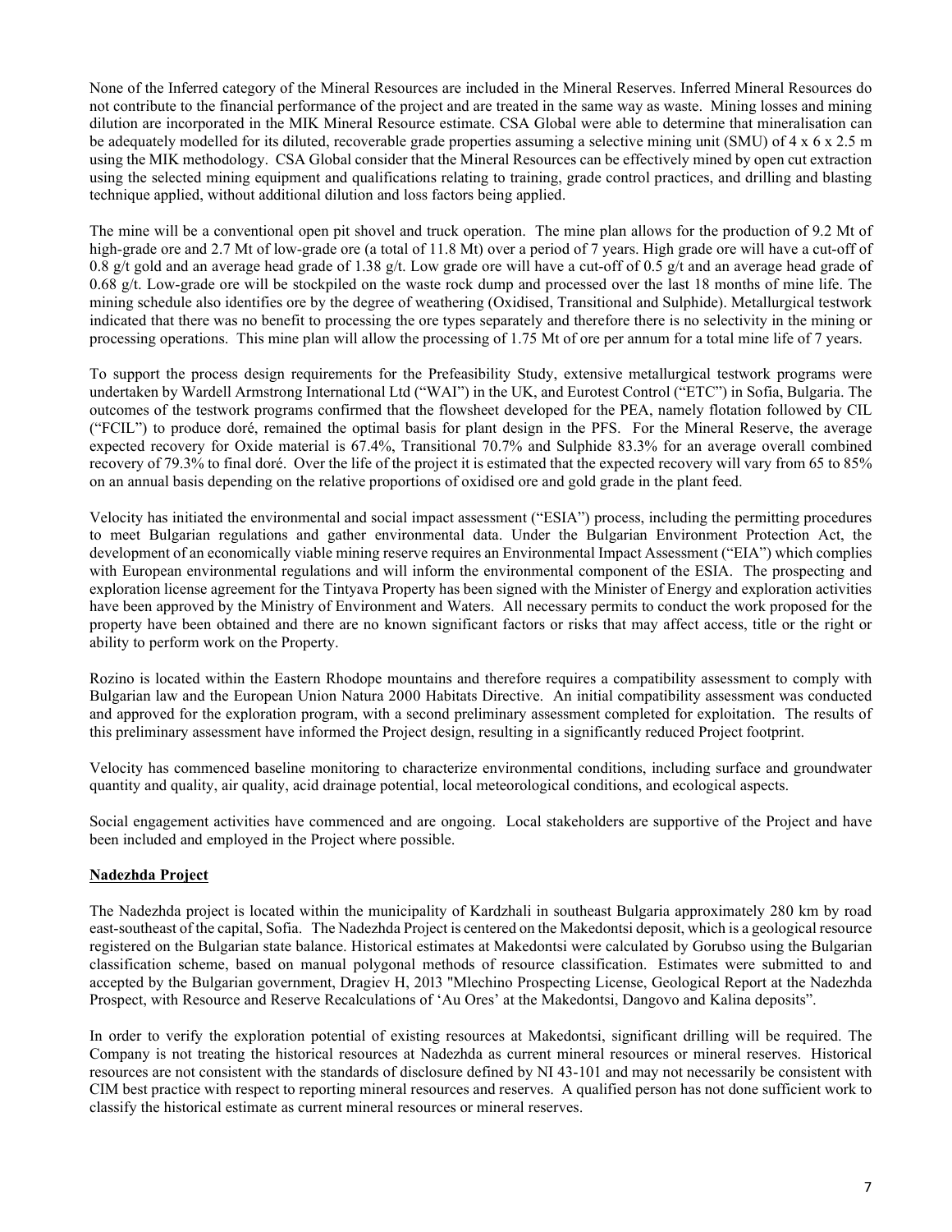None of the Inferred category of the Mineral Resources are included in the Mineral Reserves. Inferred Mineral Resources do not contribute to the financial performance of the project and are treated in the same way as waste. Mining losses and mining dilution are incorporated in the MIK Mineral Resource estimate. CSA Global were able to determine that mineralisation can be adequately modelled for its diluted, recoverable grade properties assuming a selective mining unit (SMU) of 4 x 6 x 2.5 m using the MIK methodology. CSA Global consider that the Mineral Resources can be effectively mined by open cut extraction using the selected mining equipment and qualifications relating to training, grade control practices, and drilling and blasting technique applied, without additional dilution and loss factors being applied.

The mine will be a conventional open pit shovel and truck operation. The mine plan allows for the production of 9.2 Mt of high-grade ore and 2.7 Mt of low-grade ore (a total of 11.8 Mt) over a period of 7 years. High grade ore will have a cut-off of 0.8 g/t gold and an average head grade of 1.38 g/t. Low grade ore will have a cut-off of 0.5 g/t and an average head grade of 0.68 g/t. Low-grade ore will be stockpiled on the waste rock dump and processed over the last 18 months of mine life. The mining schedule also identifies ore by the degree of weathering (Oxidised, Transitional and Sulphide). Metallurgical testwork indicated that there was no benefit to processing the ore types separately and therefore there is no selectivity in the mining or processing operations. This mine plan will allow the processing of 1.75 Mt of ore per annum for a total mine life of 7 years.

To support the process design requirements for the Prefeasibility Study, extensive metallurgical testwork programs were undertaken by Wardell Armstrong International Ltd ("WAI") in the UK, and Eurotest Control ("ETC") in Sofia, Bulgaria. The outcomes of the testwork programs confirmed that the flowsheet developed for the PEA, namely flotation followed by CIL ("FCIL") to produce doré, remained the optimal basis for plant design in the PFS. For the Mineral Reserve, the average expected recovery for Oxide material is 67.4%, Transitional 70.7% and Sulphide 83.3% for an average overall combined recovery of 79.3% to final doré. Over the life of the project it is estimated that the expected recovery will vary from 65 to 85% on an annual basis depending on the relative proportions of oxidised ore and gold grade in the plant feed.

Velocity has initiated the environmental and social impact assessment ("ESIA") process, including the permitting procedures to meet Bulgarian regulations and gather environmental data. Under the Bulgarian Environment Protection Act, the development of an economically viable mining reserve requires an Environmental Impact Assessment ("EIA") which complies with European environmental regulations and will inform the environmental component of the ESIA. The prospecting and exploration license agreement for the Tintyava Property has been signed with the Minister of Energy and exploration activities have been approved by the Ministry of Environment and Waters. All necessary permits to conduct the work proposed for the property have been obtained and there are no known significant factors or risks that may affect access, title or the right or ability to perform work on the Property.

Rozino is located within the Eastern Rhodope mountains and therefore requires a compatibility assessment to comply with Bulgarian law and the European Union Natura 2000 Habitats Directive. An initial compatibility assessment was conducted and approved for the exploration program, with a second preliminary assessment completed for exploitation. The results of this preliminary assessment have informed the Project design, resulting in a significantly reduced Project footprint.

Velocity has commenced baseline monitoring to characterize environmental conditions, including surface and groundwater quantity and quality, air quality, acid drainage potential, local meteorological conditions, and ecological aspects.

Social engagement activities have commenced and are ongoing. Local stakeholders are supportive of the Project and have been included and employed in the Project where possible.

**Nadezhda Project**

The Nadezhda project is located within the municipality of Kardzhali in southeast Bulgaria approximately 280 km by road east-southeast of the capital, Sofia. The Nadezhda Project is centered on the Makedontsi deposit, which is a geological resource registered on the Bulgarian state balance. Historical estimates at Makedontsi were calculated by Gorubso using the Bulgarian classification scheme, based on manual polygonal methods of resource classification. Estimates were submitted to and accepted by the Bulgarian government, Dragiev H, 2013 "Mlechino Prospecting License, Geological Report at the Nadezhda Prospect, with Resource and Reserve Recalculations of 'Au Ores' at the Makedontsi, Dangovo and Kalina deposits".

In order to verify the exploration potential of existing resources at Makedontsi, significant drilling will be required. The Company is not treating the historical resources at Nadezhda as current mineral resources or mineral reserves. Historical resources are not consistent with the standards of disclosure defined by NI 43-101 and may not necessarily be consistent with CIM best practice with respect to reporting mineral resources and reserves. A qualified person has not done sufficient work to classify the historical estimate as current mineral resources or mineral reserves.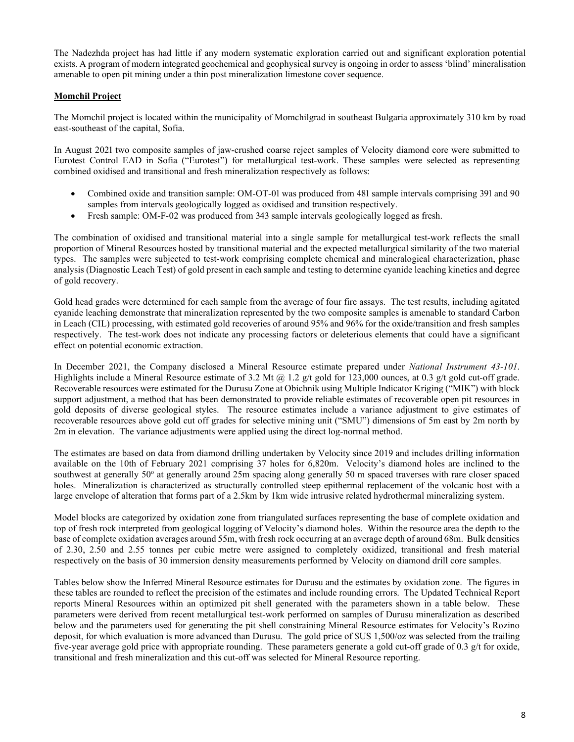The Nadezhda project has had little if any modern systematic exploration carried out and significant exploration potential exists. A program of modern integrated geochemical and geophysical survey is ongoing in order to assess 'blind' mineralisation amenable to open pit mining under a thin post mineralization limestone cover sequence.

**Momchil Project**

The Momchil project is located within the municipality of Momchilgrad in southeast Bulgaria approximately 310 km by road east-southeast of the capital, Sofia.

In August 2021 two composite samples of jaw-crushed coarse reject samples of Velocity diamond core were submitted to Eurotest Control EAD in Sofia ("Eurotest") for metallurgical test-work. These samples were selected as representing combined oxidised and transitional and fresh mineralization respectively as follows:

- Combined oxide and transition sample: OM-OT-01 was produced from 481 sample intervals comprising 391 and 90 samples from intervals geologically logged as oxidised and transition respectively.
- Fresh sample: OM-F-02 was produced from 343 sample intervals geologically logged as fresh.

The combination of oxidised and transitional material into a single sample for metallurgical test-work reflects the small proportion of Mineral Resources hosted by transitional material and the expected metallurgical similarity of the two material types. The samples were subjected to test-work comprising complete chemical and mineralogical characterization, phase analysis (Diagnostic Leach Test) of gold present in each sample and testing to determine cyanide leaching kinetics and degree of gold recovery.

Gold head grades were determined for each sample from the average of four fire assays. The test results, including agitated cyanide leaching demonstrate that mineralization represented by the two composite samples is amenable to standard Carbon in Leach (CIL) processing, with estimated gold recoveries of around 95% and 96% for the oxide/transition and fresh samples respectively. The test-work does not indicate any processing factors or deleterious elements that could have a significant effect on potential economic extraction.

In December 2021, the Company disclosed a Mineral Resource estimate prepared under *National Instrument 43-101*. Highlights include a Mineral Resource estimate of 3.2 Mt @ 1.2 g/t gold for 123,000 ounces, at 0.3 g/t gold cut-off grade. Recoverable resources were estimated for the Durusu Zone at Obichnik using Multiple Indicator Kriging ("MIK") with block support adjustment, a method that has been demonstrated to provide reliable estimates of recoverable open pit resources in gold deposits of diverse geological styles. The resource estimates include a variance adjustment to give estimates of recoverable resources above gold cut off grades for selective mining unit ("SMU") dimensions of 5m east by 2m north by 2m in elevation. The variance adjustments were applied using the direct log-normal method.

The estimates are based on data from diamond drilling undertaken by Velocity since 2019 and includes drilling information available on the 10th of February 2021 comprising 37 holes for 6,820m. Velocity's diamond holes are inclined to the southwest at generally 50° at generally around 25m spacing along generally 50 m spaced traverses with rare closer spaced holes. Mineralization is characterized as structurally controlled steep epithermal replacement of the volcanic host with a large envelope of alteration that forms part of a 2.5km by 1km wide intrusive related hydrothermal mineralizing system.

Model blocks are categorized by oxidation zone from triangulated surfaces representing the base of complete oxidation and top of fresh rock interpreted from geological logging of Velocity's diamond holes. Within the resource area the depth to the base of complete oxidation averages around 55m, with fresh rock occurring at an average depth of around 68m. Bulk densities of 2.30, 2.50 and 2.55 tonnes per cubic metre were assigned to completely oxidized, transitional and fresh material respectively on the basis of 30 immersion density measurements performed by Velocity on diamond drill core samples.

Tables below show the Inferred Mineral Resource estimates for Durusu and the estimates by oxidation zone. The figures in these tables are rounded to reflect the precision of the estimates and include rounding errors. The Updated Technical Report reports Mineral Resources within an optimized pit shell generated with the parameters shown in a table below. These parameters were derived from recent metallurgical test-work performed on samples of Durusu mineralization as described below and the parameters used for generating the pit shell constraining Mineral Resource estimates for Velocity's Rozino deposit, for which evaluation is more advanced than Durusu. The gold price of $US 1,500/oz was selected from the trailing five-year average gold price with appropriate rounding. These parameters generate a gold cut-off grade of 0.3 g/t for oxide, transitional and fresh mineralization and this cut-off was selected for Mineral Resource reporting.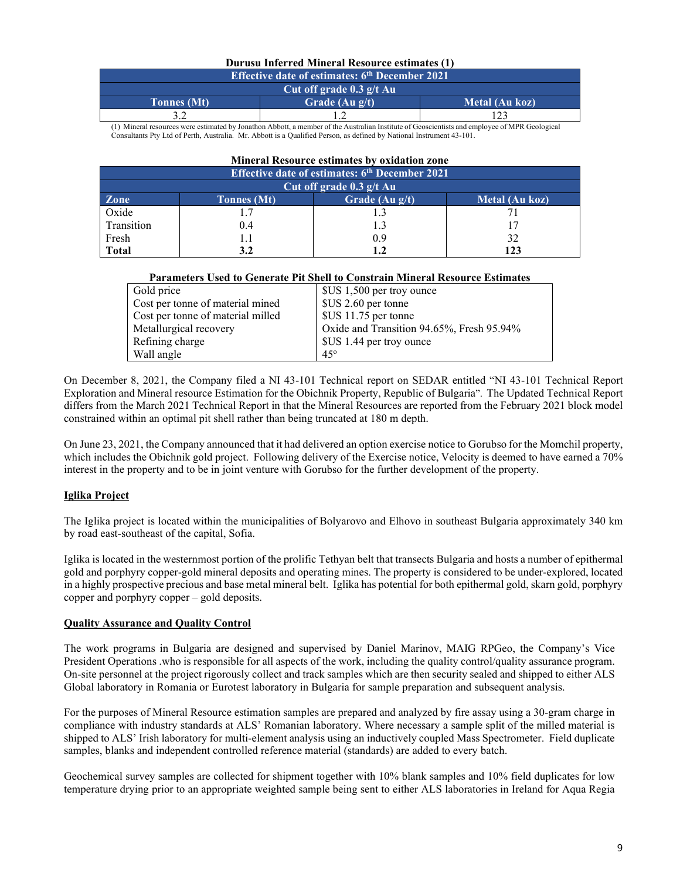**Durusu Inferred Mineral Resource estimates (1)**

| Effective date of estimates: 6th December 2021 | | |
|---|---|---|
| Cut off grade 0.3 g/t Au | | |
| **Tonnes (Mt)** | **Grade (Au g/t)** | **Metal (Au koz)** |
| 3.2 | 1.2 | 123 |

(1) Mineral resources were estimated by Jonathon Abbott, a member of the Australian Institute of Geoscientists and employee of MPR Geological Consultants Pty Ltd of Perth, Australia. Mr. Abbott is a Qualified Person, as defined by National Instrument 43-101.

**Mineral Resource estimates by oxidation zone**

| Effective date of estimates: 6th December 2021 | | | |
|---|---|---|---|
| Cut off grade 0.3 g/t Au | | | |
| **Zone** | **Tonnes (Mt)** | **Grade (Au g/t)** | **Metal (Au koz)** |
| Oxide | 1.7 | 1.3 | 71 |
| Transition | 0.4 | 1.3 | 17 |
| Fresh | 1.1 | 0.9 | 32 |
| **Total** | **3.2** | **1.2** | **123** |

**Parameters Used to Generate Pit Shell to Constrain Mineral Resource Estimates**

| Parameter | Value |
|---|---|
| Gold price | $US 1,500 per troy ounce |
| Cost per tonne of material mined | $US 2.60 per tonne |
| Cost per tonne of material milled | $US 11.75 per tonne |
| Metallurgical recovery | Oxide and Transition 94.65%, Fresh 95.94% |
| Refining charge | $US 1.44 per troy ounce |
| Wall angle | 45º |

On December 8, 2021, the Company filed a NI 43-101 Technical report on SEDAR entitled "NI 43-101 Technical Report Exploration and Mineral resource Estimation for the Obichnik Property, Republic of Bulgaria". The Updated Technical Report differs from the March 2021 Technical Report in that the Mineral Resources are reported from the February 2021 block model constrained within an optimal pit shell rather than being truncated at 180 m depth.

On June 23, 2021, the Company announced that it had delivered an option exercise notice to Gorubso for the Momchil property, which includes the Obichnik gold project. Following delivery of the Exercise notice, Velocity is deemed to have earned a 70% interest in the property and to be in joint venture with Gorubso for the further development of the property.

## Iglika Project

The Iglika project is located within the municipalities of Bolyarovo and Elhovo in southeast Bulgaria approximately 340 km by road east-southeast of the capital, Sofia.

Iglika is located in the westernmost portion of the prolific Tethyan belt that transects Bulgaria and hosts a number of epithermal gold and porphyry copper-gold mineral deposits and operating mines. The property is considered to be under-explored, located in a highly prospective precious and base metal mineral belt. Iglika has potential for both epithermal gold, skarn gold, porphyry copper and porphyry copper – gold deposits.

## Quality Assurance and Quality Control

The work programs in Bulgaria are designed and supervised by Daniel Marinov, MAIG RPGeo, the Company's Vice President Operations .who is responsible for all aspects of the work, including the quality control/quality assurance program. On-site personnel at the project rigorously collect and track samples which are then security sealed and shipped to either ALS Global laboratory in Romania or Eurotest laboratory in Bulgaria for sample preparation and subsequent analysis.

For the purposes of Mineral Resource estimation samples are prepared and analyzed by fire assay using a 30-gram charge in compliance with industry standards at ALS' Romanian laboratory. Where necessary a sample split of the milled material is shipped to ALS' Irish laboratory for multi-element analysis using an inductively coupled Mass Spectrometer. Field duplicate samples, blanks and independent controlled reference material (standards) are added to every batch.

Geochemical survey samples are collected for shipment together with 10% blank samples and 10% field duplicates for low temperature drying prior to an appropriate weighted sample being sent to either ALS laboratories in Ireland for Aqua Regia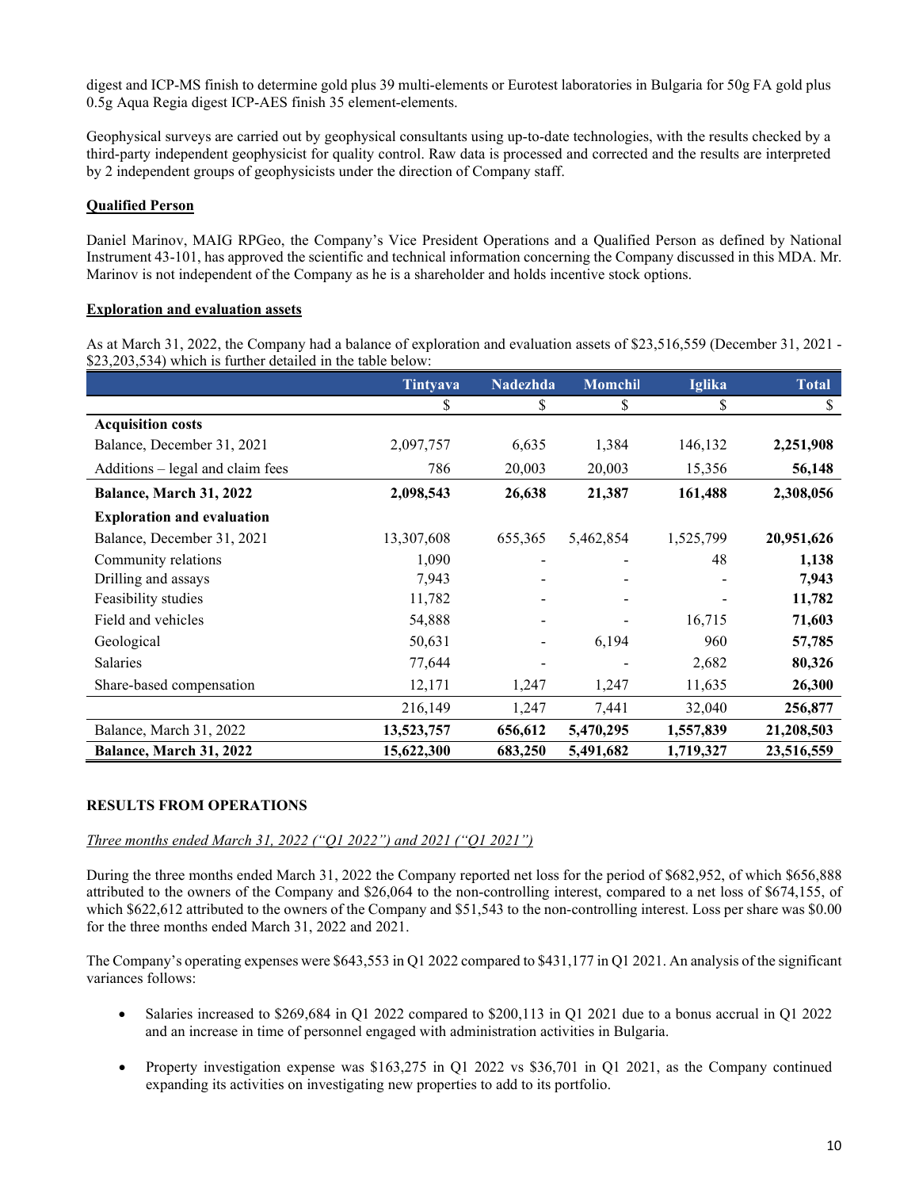digest and ICP-MS finish to determine gold plus 39 multi-elements or Eurotest laboratories in Bulgaria for 50g FA gold plus 0.5g Aqua Regia digest ICP-AES finish 35 element-elements.

Geophysical surveys are carried out by geophysical consultants using up-to-date technologies, with the results checked by a third-party independent geophysicist for quality control. Raw data is processed and corrected and the results are interpreted by 2 independent groups of geophysicists under the direction of Company staff.

**Qualified Person**

Daniel Marinov, MAIG RPGeo, the Company's Vice President Operations and a Qualified Person as defined by National Instrument 43-101, has approved the scientific and technical information concerning the Company discussed in this MDA. Mr. Marinov is not independent of the Company as he is a shareholder and holds incentive stock options.

**Exploration and evaluation assets**

As at March 31, 2022, the Company had a balance of exploration and evaluation assets of $23,516,559 (December 31, 2021 - $23,203,534) which is further detailed in the table below:

| | Tintyava | Nadezhda | Momchil | Iglika | Total |
|---|---|---|---|---|---|
| | $ | $ | $ | $ | $ |
| **Acquisition costs** | | | | | |
| Balance, December 31, 2021 | 2,097,757 | 6,635 | 1,384 | 146,132 | **2,251,908** |
| Additions – legal and claim fees | 786 | 20,003 | 20,003 | 15,356 | **56,148** |
| **Balance, March 31, 2022** | **2,098,543** | **26,638** | **21,387** | **161,488** | **2,308,056** |
| **Exploration and evaluation** | | | | | |
| Balance, December 31, 2021 | 13,307,608 | 655,365 | 5,462,854 | 1,525,799 | **20,951,626** |
| Community relations | 1,090 | - | - | 48 | **1,138** |
| Drilling and assays | 7,943 | - | - | - | **7,943** |
| Feasibility studies | 11,782 | - | - | - | **11,782** |
| Field and vehicles | 54,888 | - | - | 16,715 | **71,603** |
| Geological | 50,631 | - | 6,194 | 960 | **57,785** |
| Salaries | 77,644 | - | - | 2,682 | **80,326** |
| Share-based compensation | 12,171 | 1,247 | 1,247 | 11,635 | **26,300** |
| | 216,149 | 1,247 | 7,441 | 32,040 | **256,877** |
| Balance, March 31, 2022 | **13,523,757** | **656,612** | **5,470,295** | **1,557,839** | **21,208,503** |
| **Balance, March 31, 2022** | **15,622,300** | **683,250** | **5,491,682** | **1,719,327** | **23,516,559** |

**RESULTS FROM OPERATIONS**

*Three months ended March 31, 2022 ("Q1 2022") and 2021 ("Q1 2021")*

During the three months ended March 31, 2022 the Company reported net loss for the period of $682,952, of which $656,888 attributed to the owners of the Company and $26,064 to the non-controlling interest, compared to a net loss of $674,155, of which $622,612 attributed to the owners of the Company and $51,543 to the non-controlling interest. Loss per share was $0.00 for the three months ended March 31, 2022 and 2021.

The Company's operating expenses were $643,553 in Q1 2022 compared to $431,177 in Q1 2021. An analysis of the significant variances follows:

- Salaries increased to $269,684 in Q1 2022 compared to $200,113 in Q1 2021 due to a bonus accrual in Q1 2022 and an increase in time of personnel engaged with administration activities in Bulgaria.

- Property investigation expense was $163,275 in Q1 2022 vs $36,701 in Q1 2021, as the Company continued expanding its activities on investigating new properties to add to its portfolio.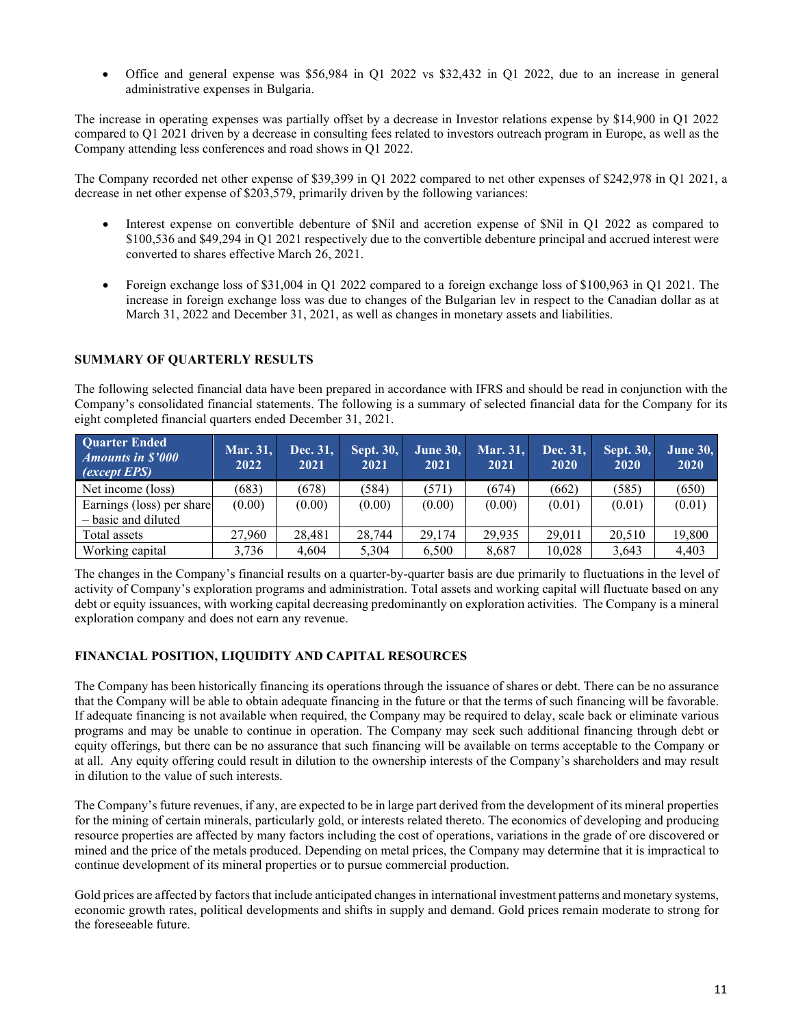- Office and general expense was $56,984 in Q1 2022 vs $32,432 in Q1 2022, due to an increase in general administrative expenses in Bulgaria.

The increase in operating expenses was partially offset by a decrease in Investor relations expense by $14,900 in Q1 2022 compared to Q1 2021 driven by a decrease in consulting fees related to investors outreach program in Europe, as well as the Company attending less conferences and road shows in Q1 2022.

The Company recorded net other expense of $39,399 in Q1 2022 compared to net other expenses of $242,978 in Q1 2021, a decrease in net other expense of $203,579, primarily driven by the following variances:

- Interest expense on convertible debenture of $Nil and accretion expense of $Nil in Q1 2022 as compared to $100,536 and $49,294 in Q1 2021 respectively due to the convertible debenture principal and accrued interest were converted to shares effective March 26, 2021.

- Foreign exchange loss of $31,004 in Q1 2022 compared to a foreign exchange loss of $100,963 in Q1 2021. The increase in foreign exchange loss was due to changes of the Bulgarian lev in respect to the Canadian dollar as at March 31, 2022 and December 31, 2021, as well as changes in monetary assets and liabilities.

## SUMMARY OF QUARTERLY RESULTS

The following selected financial data have been prepared in accordance with IFRS and should be read in conjunction with the Company's consolidated financial statements. The following is a summary of selected financial data for the Company for its eight completed financial quarters ended December 31, 2021.

| Quarter Ended *Amounts in $'000 (except EPS)* | Mar. 31, 2022 | Dec. 31, 2021 | Sept. 30, 2021 | June 30, 2021 | Mar. 31, 2021 | Dec. 31, 2020 | Sept. 30, 2020 | June 30, 2020 |
|---|---|---|---|---|---|---|---|---|
| Net income (loss) | (683) | (678) | (584) | (571) | (674) | (662) | (585) | (650) |
| Earnings (loss) per share – basic and diluted | (0.00) | (0.00) | (0.00) | (0.00) | (0.00) | (0.01) | (0.01) | (0.01) |
| Total assets | 27,960 | 28,481 | 28,744 | 29,174 | 29,935 | 29,011 | 20,510 | 19,800 |
| Working capital | 3,736 | 4,604 | 5,304 | 6,500 | 8,687 | 10,028 | 3,643 | 4,403 |

The changes in the Company's financial results on a quarter-by-quarter basis are due primarily to fluctuations in the level of activity of Company's exploration programs and administration. Total assets and working capital will fluctuate based on any debt or equity issuances, with working capital decreasing predominantly on exploration activities. The Company is a mineral exploration company and does not earn any revenue.

## FINANCIAL POSITION, LIQUIDITY AND CAPITAL RESOURCES

The Company has been historically financing its operations through the issuance of shares or debt. There can be no assurance that the Company will be able to obtain adequate financing in the future or that the terms of such financing will be favorable. If adequate financing is not available when required, the Company may be required to delay, scale back or eliminate various programs and may be unable to continue in operation. The Company may seek such additional financing through debt or equity offerings, but there can be no assurance that such financing will be available on terms acceptable to the Company or at all. Any equity offering could result in dilution to the ownership interests of the Company's shareholders and may result in dilution to the value of such interests.

The Company's future revenues, if any, are expected to be in large part derived from the development of its mineral properties for the mining of certain minerals, particularly gold, or interests related thereto. The economics of developing and producing resource properties are affected by many factors including the cost of operations, variations in the grade of ore discovered or mined and the price of the metals produced. Depending on metal prices, the Company may determine that it is impractical to continue development of its mineral properties or to pursue commercial production.

Gold prices are affected by factors that include anticipated changes in international investment patterns and monetary systems, economic growth rates, political developments and shifts in supply and demand. Gold prices remain moderate to strong for the foreseeable future.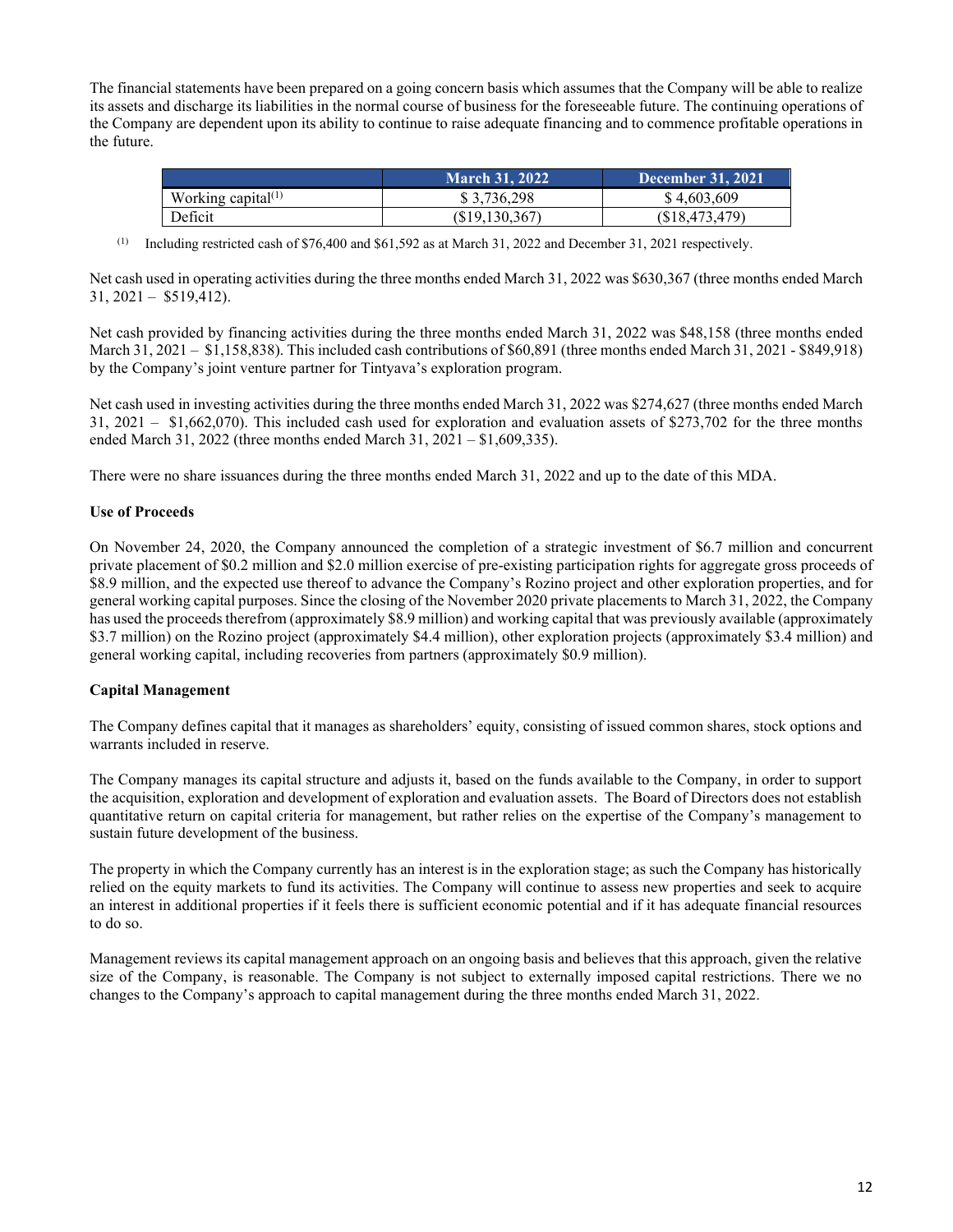The financial statements have been prepared on a going concern basis which assumes that the Company will be able to realize its assets and discharge its liabilities in the normal course of business for the foreseeable future. The continuing operations of the Company are dependent upon its ability to continue to raise adequate financing and to commence profitable operations in the future.

| | March 31, 2022 | December 31, 2021 |
|---|---|---|
| Working capital[(1)] | $ 3,736,298 | $ 4,603,609 |
| Deficit | ($19,130,367) | ($18,473,479) |

(1) Including restricted cash of $76,400 and $61,592 as at March 31, 2022 and December 31, 2021 respectively.

Net cash used in operating activities during the three months ended March 31, 2022 was $630,367 (three months ended March 31, 2021 – $519,412).

Net cash provided by financing activities during the three months ended March 31, 2022 was $48,158 (three months ended March 31, 2021 – $1,158,838). This included cash contributions of $60,891 (three months ended March 31, 2021 - $849,918) by the Company's joint venture partner for Tintyava's exploration program.

Net cash used in investing activities during the three months ended March 31, 2022 was $274,627 (three months ended March 31, 2021 – $1,662,070). This included cash used for exploration and evaluation assets of $273,702 for the three months ended March 31, 2022 (three months ended March 31, 2021 – $1,609,335).

There were no share issuances during the three months ended March 31, 2022 and up to the date of this MDA.

**Use of Proceeds**

On November 24, 2020, the Company announced the completion of a strategic investment of $6.7 million and concurrent private placement of $0.2 million and $2.0 million exercise of pre-existing participation rights for aggregate gross proceeds of $8.9 million, and the expected use thereof to advance the Company's Rozino project and other exploration properties, and for general working capital purposes. Since the closing of the November 2020 private placements to March 31, 2022, the Company has used the proceeds therefrom (approximately $8.9 million) and working capital that was previously available (approximately $3.7 million) on the Rozino project (approximately $4.4 million), other exploration projects (approximately $3.4 million) and general working capital, including recoveries from partners (approximately $0.9 million).

**Capital Management**

The Company defines capital that it manages as shareholders' equity, consisting of issued common shares, stock options and warrants included in reserve.

The Company manages its capital structure and adjusts it, based on the funds available to the Company, in order to support the acquisition, exploration and development of exploration and evaluation assets. The Board of Directors does not establish quantitative return on capital criteria for management, but rather relies on the expertise of the Company's management to sustain future development of the business.

The property in which the Company currently has an interest is in the exploration stage; as such the Company has historically relied on the equity markets to fund its activities. The Company will continue to assess new properties and seek to acquire an interest in additional properties if it feels there is sufficient economic potential and if it has adequate financial resources to do so.

Management reviews its capital management approach on an ongoing basis and believes that this approach, given the relative size of the Company, is reasonable. The Company is not subject to externally imposed capital restrictions. There we no changes to the Company's approach to capital management during the three months ended March 31, 2022.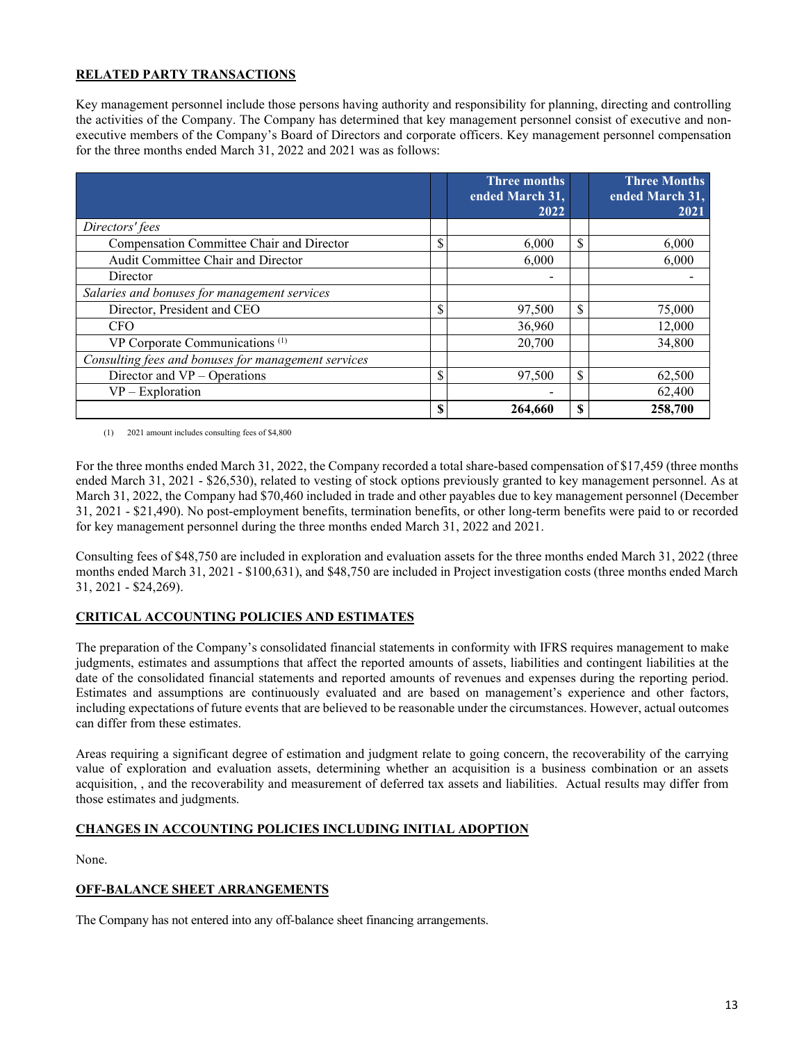## RELATED PARTY TRANSACTIONS

Key management personnel include those persons having authority and responsibility for planning, directing and controlling the activities of the Company. The Company has determined that key management personnel consist of executive and non-executive members of the Company's Board of Directors and corporate officers. Key management personnel compensation for the three months ended March 31, 2022 and 2021 was as follows:

| | | Three months ended March 31, 2022 | | Three Months ended March 31, 2021 |
|---|---|---|---|---|
| *Directors' fees* | | | | |
| Compensation Committee Chair and Director | $ | 6,000 | $ | 6,000 |
| Audit Committee Chair and Director | | 6,000 | | 6,000 |
| Director | | - | | - |
| *Salaries and bonuses for management services* | | | | |
| Director, President and CEO | $ | 97,500 | $ | 75,000 |
| CFO | | 36,960 | | 12,000 |
| VP Corporate Communications [(1)] | | 20,700 | | 34,800 |
| *Consulting fees and bonuses for management services* | | | | |
| Director and VP – Operations | $ | 97,500 | $ | 62,500 |
| VP – Exploration | | - | | 62,400 |
| | **$** | **264,660** | **$** | **258,700** |

(1) 2021 amount includes consulting fees of $4,800

For the three months ended March 31, 2022, the Company recorded a total share-based compensation of $17,459 (three months ended March 31, 2021 - $26,530), related to vesting of stock options previously granted to key management personnel. As at March 31, 2022, the Company had $70,460 included in trade and other payables due to key management personnel (December 31, 2021 - $21,490). No post-employment benefits, termination benefits, or other long-term benefits were paid to or recorded for key management personnel during the three months ended March 31, 2022 and 2021.

Consulting fees of $48,750 are included in exploration and evaluation assets for the three months ended March 31, 2022 (three months ended March 31, 2021 - $100,631), and $48,750 are included in Project investigation costs (three months ended March 31, 2021 - $24,269).

## CRITICAL ACCOUNTING POLICIES AND ESTIMATES

The preparation of the Company's consolidated financial statements in conformity with IFRS requires management to make judgments, estimates and assumptions that affect the reported amounts of assets, liabilities and contingent liabilities at the date of the consolidated financial statements and reported amounts of revenues and expenses during the reporting period. Estimates and assumptions are continuously evaluated and are based on management's experience and other factors, including expectations of future events that are believed to be reasonable under the circumstances. However, actual outcomes can differ from these estimates.

Areas requiring a significant degree of estimation and judgment relate to going concern, the recoverability of the carrying value of exploration and evaluation assets, determining whether an acquisition is a business combination or an assets acquisition, , and the recoverability and measurement of deferred tax assets and liabilities. Actual results may differ from those estimates and judgments.

## CHANGES IN ACCOUNTING POLICIES INCLUDING INITIAL ADOPTION

None.

## OFF-BALANCE SHEET ARRANGEMENTS

The Company has not entered into any off-balance sheet financing arrangements.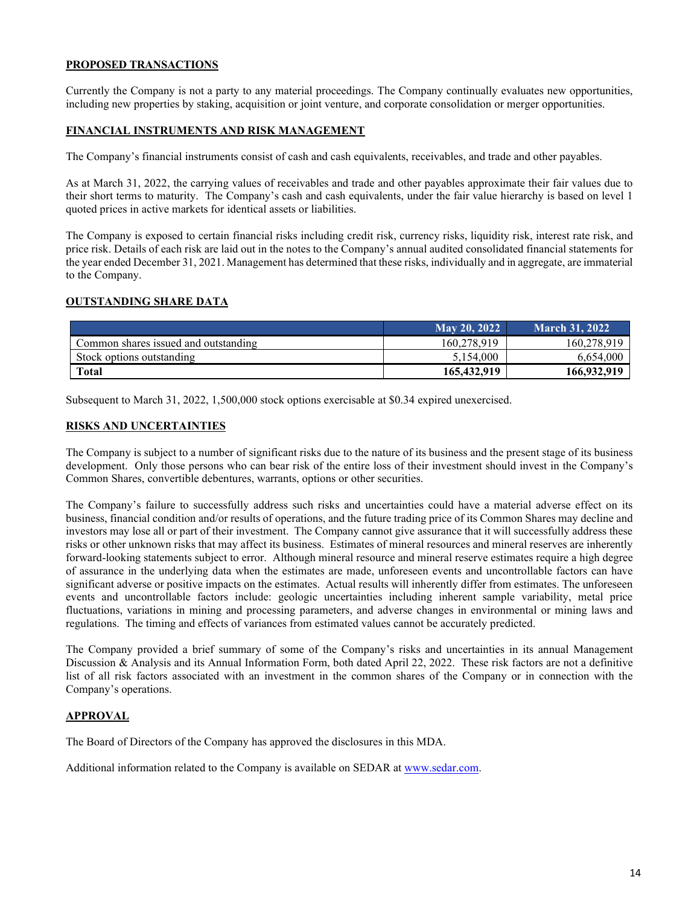## PROPOSED TRANSACTIONS

Currently the Company is not a party to any material proceedings. The Company continually evaluates new opportunities, including new properties by staking, acquisition or joint venture, and corporate consolidation or merger opportunities.

## FINANCIAL INSTRUMENTS AND RISK MANAGEMENT

The Company's financial instruments consist of cash and cash equivalents, receivables, and trade and other payables.

As at March 31, 2022, the carrying values of receivables and trade and other payables approximate their fair values due to their short terms to maturity. The Company's cash and cash equivalents, under the fair value hierarchy is based on level 1 quoted prices in active markets for identical assets or liabilities.

The Company is exposed to certain financial risks including credit risk, currency risks, liquidity risk, interest rate risk, and price risk. Details of each risk are laid out in the notes to the Company's annual audited consolidated financial statements for the year ended December 31, 2021. Management has determined that these risks, individually and in aggregate, are immaterial to the Company.

## OUTSTANDING SHARE DATA

| | May 20, 2022 | March 31, 2022 |
|---|---|---|
| Common shares issued and outstanding | 160,278,919 | 160,278,919 |
| Stock options outstanding | 5,154,000 | 6,654,000 |
| **Total** | **165,432,919** | **166,932,919** |

Subsequent to March 31, 2022, 1,500,000 stock options exercisable at $0.34 expired unexercised.

## RISKS AND UNCERTAINTIES

The Company is subject to a number of significant risks due to the nature of its business and the present stage of its business development. Only those persons who can bear risk of the entire loss of their investment should invest in the Company's Common Shares, convertible debentures, warrants, options or other securities.

The Company's failure to successfully address such risks and uncertainties could have a material adverse effect on its business, financial condition and/or results of operations, and the future trading price of its Common Shares may decline and investors may lose all or part of their investment. The Company cannot give assurance that it will successfully address these risks or other unknown risks that may affect its business. Estimates of mineral resources and mineral reserves are inherently forward-looking statements subject to error. Although mineral resource and mineral reserve estimates require a high degree of assurance in the underlying data when the estimates are made, unforeseen events and uncontrollable factors can have significant adverse or positive impacts on the estimates. Actual results will inherently differ from estimates. The unforeseen events and uncontrollable factors include: geologic uncertainties including inherent sample variability, metal price fluctuations, variations in mining and processing parameters, and adverse changes in environmental or mining laws and regulations. The timing and effects of variances from estimated values cannot be accurately predicted.

The Company provided a brief summary of some of the Company's risks and uncertainties in its annual Management Discussion & Analysis and its Annual Information Form, both dated April 22, 2022. These risk factors are not a definitive list of all risk factors associated with an investment in the common shares of the Company or in connection with the Company's operations.

## APPROVAL

The Board of Directors of the Company has approved the disclosures in this MDA.

Additional information related to the Company is available on SEDAR at www.sedar.com.